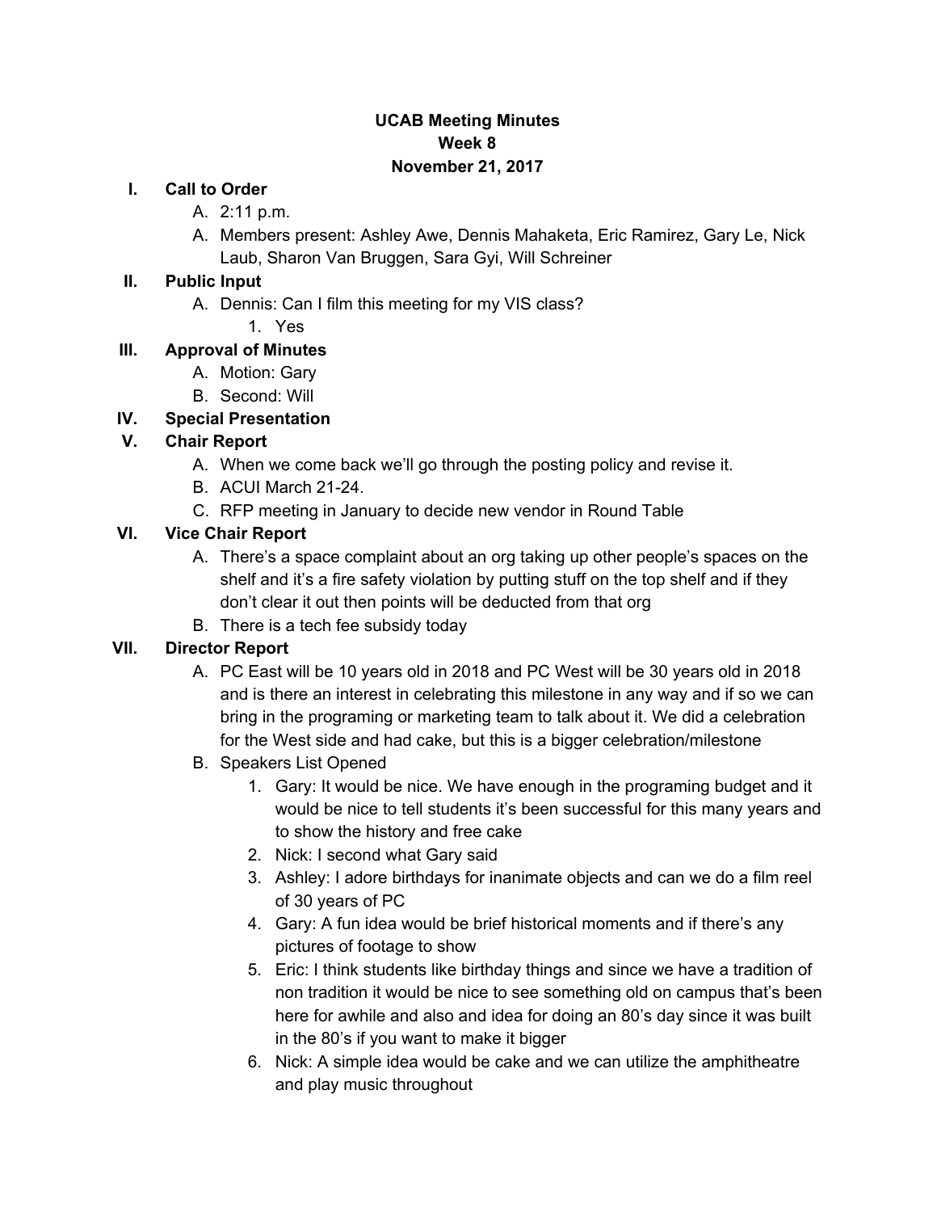# UCAB Meeting Minutes
## Week 8
## November 21, 2017

I. **Call to Order**
   A. 2:11 p.m.
   A. Members present: Ashley Awe, Dennis Mahaketa, Eric Ramirez, Gary Le, Nick Laub, Sharon Van Bruggen, Sara Gyi, Will Schreiner

II. **Public Input**
   A. Dennis: Can I film this meeting for my VIS class?
      1. Yes

III. **Approval of Minutes**
   A. Motion: Gary
   B. Second: Will

IV. **Special Presentation**

V. **Chair Report**
   A. When we come back we'll go through the posting policy and revise it.
   B. ACUI March 21-24.
   C. RFP meeting in January to decide new vendor in Round Table

VI. **Vice Chair Report**
   A. There's a space complaint about an org taking up other people's spaces on the shelf and it's a fire safety violation by putting stuff on the top shelf and if they don't clear it out then points will be deducted from that org
   B. There is a tech fee subsidy today

VII. **Director Report**
   A. PC East will be 10 years old in 2018 and PC West will be 30 years old in 2018 and is there an interest in celebrating this milestone in any way and if so we can bring in the programing or marketing team to talk about it. We did a celebration for the West side and had cake, but this is a bigger celebration/milestone
   B. Speakers List Opened
      1. Gary: It would be nice. We have enough in the programing budget and it would be nice to tell students it's been successful for this many years and to show the history and free cake
      2. Nick: I second what Gary said
      3. Ashley: I adore birthdays for inanimate objects and can we do a film reel of 30 years of PC
      4. Gary: A fun idea would be brief historical moments and if there's any pictures of footage to show
      5. Eric: I think students like birthday things and since we have a tradition of non tradition it would be nice to see something old on campus that's been here for awhile and also and idea for doing an 80's day since it was built in the 80's if you want to make it bigger
      6. Nick: A simple idea would be cake and we can utilize the amphitheatre and play music throughout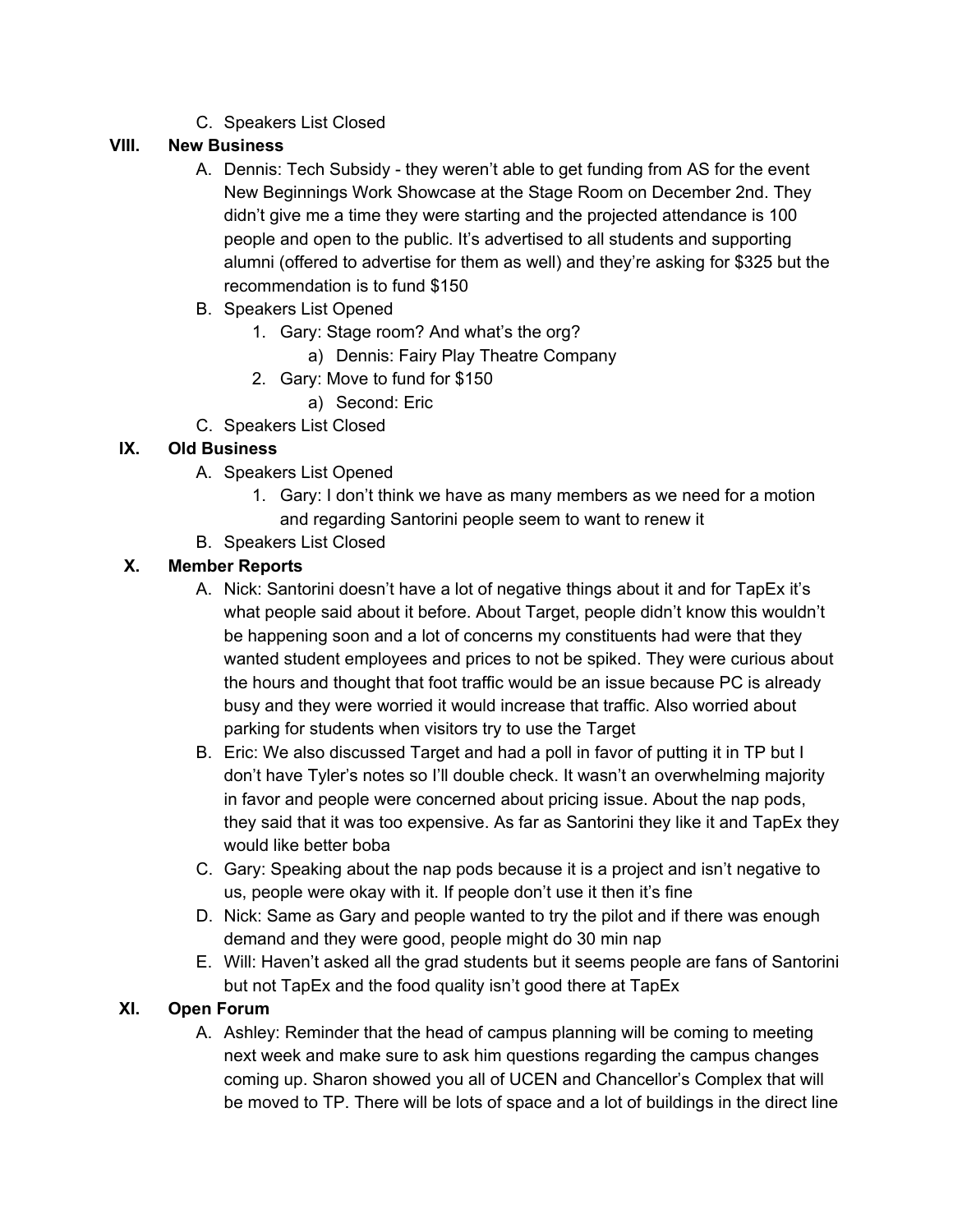C. Speakers List Closed

**VIII. New Business**

A. Dennis: Tech Subsidy - they weren't able to get funding from AS for the event New Beginnings Work Showcase at the Stage Room on December 2nd. They didn't give me a time they were starting and the projected attendance is 100 people and open to the public. It's advertised to all students and supporting alumni (offered to advertise for them as well) and they're asking for $325 but the recommendation is to fund $150

B. Speakers List Opened
   1. Gary: Stage room? And what's the org?
      a) Dennis: Fairy Play Theatre Company
   2. Gary: Move to fund for $150
      a) Second: Eric

C. Speakers List Closed

**IX. Old Business**

A. Speakers List Opened
   1. Gary: I don't think we have as many members as we need for a motion and regarding Santorini people seem to want to renew it

B. Speakers List Closed

**X. Member Reports**

A. Nick: Santorini doesn't have a lot of negative things about it and for TapEx it's what people said about it before. About Target, people didn't know this wouldn't be happening soon and a lot of concerns my constituents had were that they wanted student employees and prices to not be spiked. They were curious about the hours and thought that foot traffic would be an issue because PC is already busy and they were worried it would increase that traffic. Also worried about parking for students when visitors try to use the Target

B. Eric: We also discussed Target and had a poll in favor of putting it in TP but I don't have Tyler's notes so I'll double check. It wasn't an overwhelming majority in favor and people were concerned about pricing issue. About the nap pods, they said that it was too expensive. As far as Santorini they like it and TapEx they would like better boba

C. Gary: Speaking about the nap pods because it is a project and isn't negative to us, people were okay with it. If people don't use it then it's fine

D. Nick: Same as Gary and people wanted to try the pilot and if there was enough demand and they were good, people might do 30 min nap

E. Will: Haven't asked all the grad students but it seems people are fans of Santorini but not TapEx and the food quality isn't good there at TapEx

**XI. Open Forum**

A. Ashley: Reminder that the head of campus planning will be coming to meeting next week and make sure to ask him questions regarding the campus changes coming up. Sharon showed you all of UCEN and Chancellor's Complex that will be moved to TP. There will be lots of space and a lot of buildings in the direct line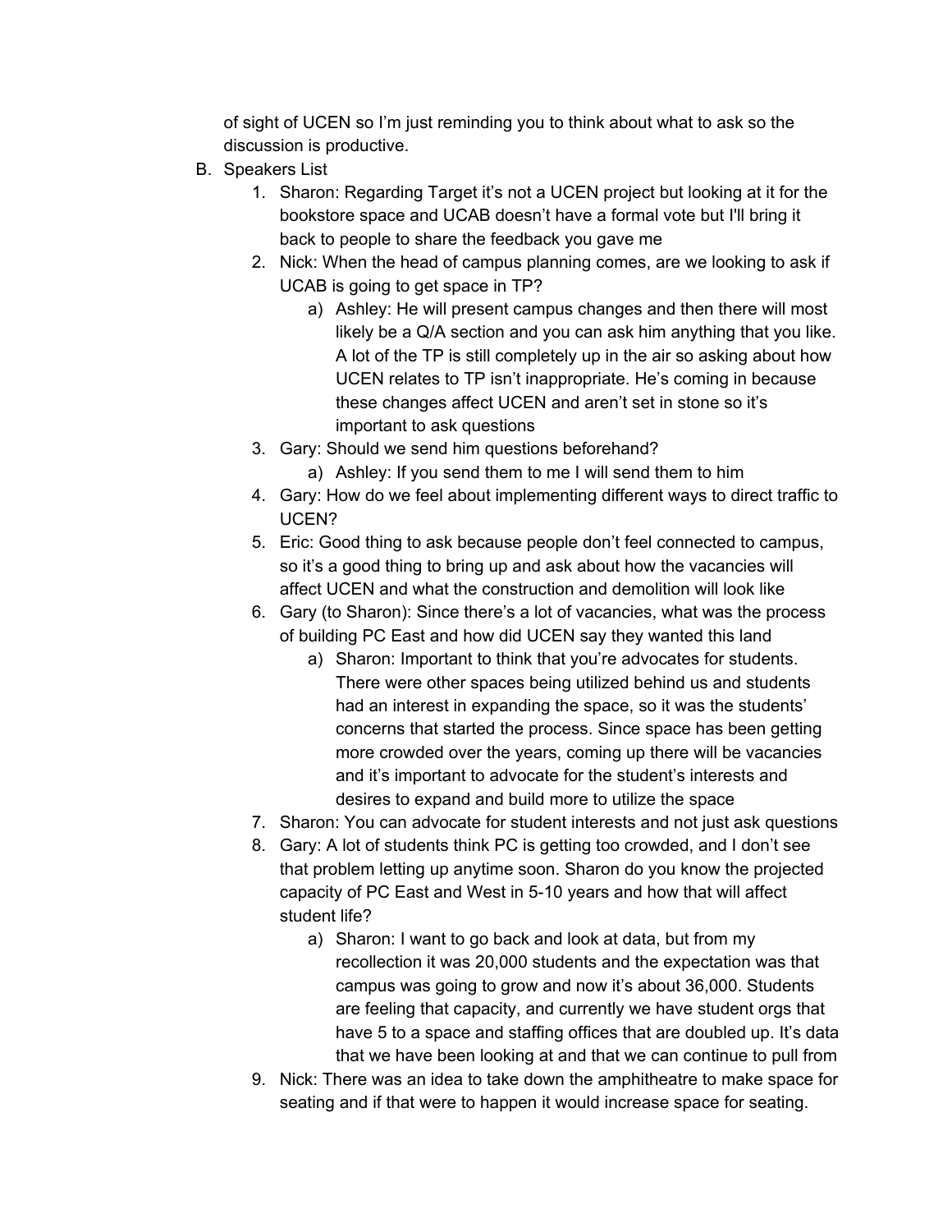of sight of UCEN so I'm just reminding you to think about what to ask so the discussion is productive.

B. Speakers List
   1. Sharon: Regarding Target it's not a UCEN project but looking at it for the bookstore space and UCAB doesn't have a formal vote but I'll bring it back to people to share the feedback you gave me
   2. Nick: When the head of campus planning comes, are we looking to ask if UCAB is going to get space in TP?
      a) Ashley: He will present campus changes and then there will most likely be a Q/A section and you can ask him anything that you like. A lot of the TP is still completely up in the air so asking about how UCEN relates to TP isn't inappropriate. He's coming in because these changes affect UCEN and aren't set in stone so it's important to ask questions
   3. Gary: Should we send him questions beforehand?
      a) Ashley: If you send them to me I will send them to him
   4. Gary: How do we feel about implementing different ways to direct traffic to UCEN?
   5. Eric: Good thing to ask because people don't feel connected to campus, so it's a good thing to bring up and ask about how the vacancies will affect UCEN and what the construction and demolition will look like
   6. Gary (to Sharon): Since there's a lot of vacancies, what was the process of building PC East and how did UCEN say they wanted this land
      a) Sharon: Important to think that you're advocates for students. There were other spaces being utilized behind us and students had an interest in expanding the space, so it was the students' concerns that started the process. Since space has been getting more crowded over the years, coming up there will be vacancies and it's important to advocate for the student's interests and desires to expand and build more to utilize the space
   7. Sharon: You can advocate for student interests and not just ask questions
   8. Gary: A lot of students think PC is getting too crowded, and I don't see that problem letting up anytime soon. Sharon do you know the projected capacity of PC East and West in 5-10 years and how that will affect student life?
      a) Sharon: I want to go back and look at data, but from my recollection it was 20,000 students and the expectation was that campus was going to grow and now it's about 36,000. Students are feeling that capacity, and currently we have student orgs that have 5 to a space and staffing offices that are doubled up. It's data that we have been looking at and that we can continue to pull from
   9. Nick: There was an idea to take down the amphitheatre to make space for seating and if that were to happen it would increase space for seating.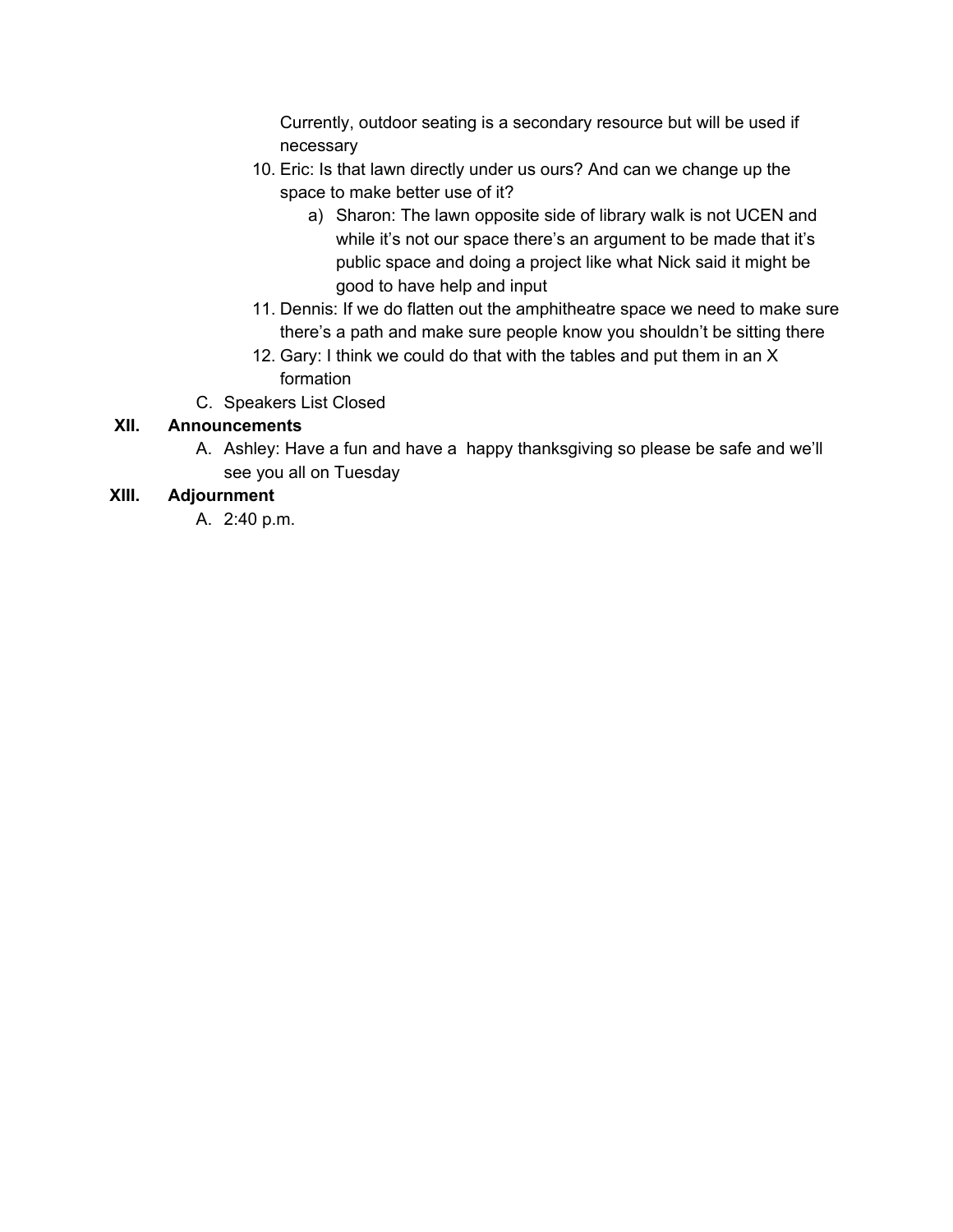Currently, outdoor seating is a secondary resource but will be used if necessary

10. Eric: Is that lawn directly under us ours? And can we change up the space to make better use of it?
    a) Sharon: The lawn opposite side of library walk is not UCEN and while it's not our space there's an argument to be made that it's public space and doing a project like what Nick said it might be good to have help and input
11. Dennis: If we do flatten out the amphitheatre space we need to make sure there's a path and make sure people know you shouldn't be sitting there
12. Gary: I think we could do that with the tables and put them in an X formation

C. Speakers List Closed

**XII. Announcements**

A. Ashley: Have a fun and have a  happy thanksgiving so please be safe and we'll see you all on Tuesday

**XIII. Adjournment**

A. 2:40 p.m.